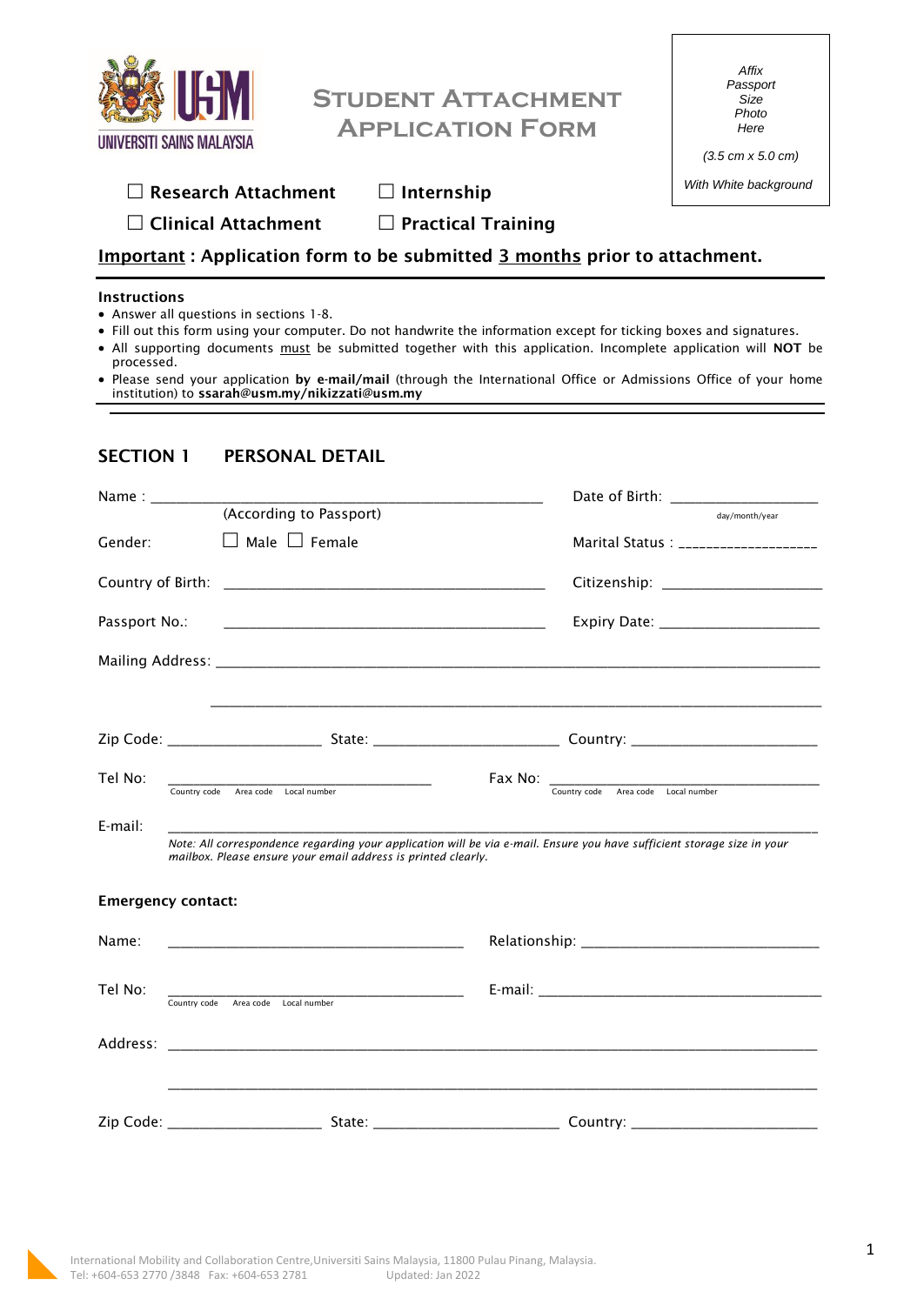# Student Attachment Application Form

*Affix Passport Size Photo Here*

*(3.5 cm x 5.0 cm)*

*With White background*

☐ **Research Attachment** ☐ **Internship**

☐ **Clinical Attachment** ☐ **Practical Training**

**Important : Application form to be submitted 3 months prior to attachment.**

**Instructions**

- Answer all questions in sections 1-8.
- Fill out this form using your computer. Do not handwrite the information except for ticking boxes and signatures.
- All supporting documents must be submitted together with this application. Incomplete application will **NOT** be processed.
- Please send your application **by e-mail/mail** (through the International Office or Admissions Office of your home institution) to **ssarah@usm.my/nikizzati@usm.my**

## SECTION 1 PERSONAL DETAIL

Name : ______________________________ (According to Passport)

Date of Birth: ____________________ day/month/year

Gender: ☐ Male ☐ Female

Marital Status : ____________________

Country of Birth: ______________________________

Citizenship: ____________________

Passport No.: ______________________________

Expiry Date: ____________________

Mailing Address: ________________________________________________

________________________________________________

Zip Code: ____________________ State: ____________________ Country: ____________________

Tel No: ______________________________ Country code Area code Local number

Fax No: ______________________________ Country code Area code Local number

E-mail: ________________________________________________

*Note: All correspondence regarding your application will be via e-mail. Ensure you have sufficient storage size in your mailbox. Please ensure your email address is printed clearly.*

**Emergency contact:**

Name: ______________________________

Relationship: ______________________________

Tel No: ______________________________ Country code Area code Local number

E-mail: ______________________________

Address: ________________________________________________

________________________________________________

Zip Code: ____________________ State: ____________________ Country: ____________________

International Mobility and Collaboration Centre, Universiti Sains Malaysia, 11800 Pulau Pinang, Malaysia.
Tel: +604-653 2770 /3848 Fax: +604-653 2781 Updated: Jan 2022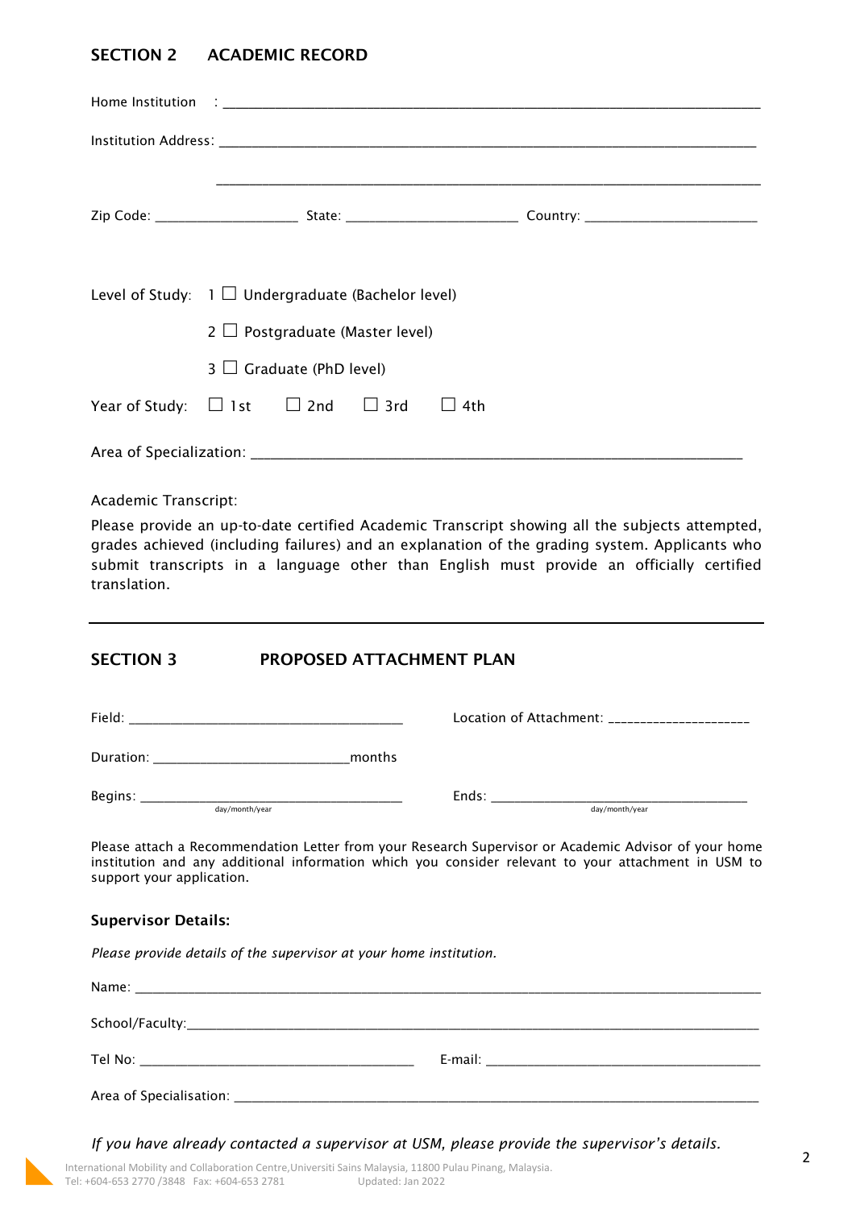## SECTION 2 ACADEMIC RECORD

Home Institution : ______________________________________________________________

Institution Address: ______________________________________________________________

______________________________________________________________

Zip Code: ____________________ State: ________________________ Country: ________________________

Level of Study: 1 ☐ Undergraduate (Bachelor level)

2 ☐ Postgraduate (Master level)

3 ☐ Graduate (PhD level)

Year of Study: ☐ 1st ☐ 2nd ☐ 3rd ☐ 4th

Area of Specialization: ______________________________________________________________

Academic Transcript:

Please provide an up-to-date certified Academic Transcript showing all the subjects attempted, grades achieved (including failures) and an explanation of the grading system. Applicants who submit transcripts in a language other than English must provide an officially certified translation.

## SECTION 3 PROPOSED ATTACHMENT PLAN

Field: ________________________________________ Location of Attachment: ______________________

Duration: ____________________________months

Begins: ________________________________________ Ends: ________________________________________
(day/month/year) (day/month/year)

Please attach a Recommendation Letter from your Research Supervisor or Academic Advisor of your home institution and any additional information which you consider relevant to your attachment in USM to support your application.

**Supervisor Details:**

*Please provide details of the supervisor at your home institution.*

Name: ______________________________________________________________

School/Faculty:______________________________________________________________

Tel No: ________________________________________ E-mail: ________________________________________

Area of Specialisation: ______________________________________________________________

*If you have already contacted a supervisor at USM, please provide the supervisor's details.*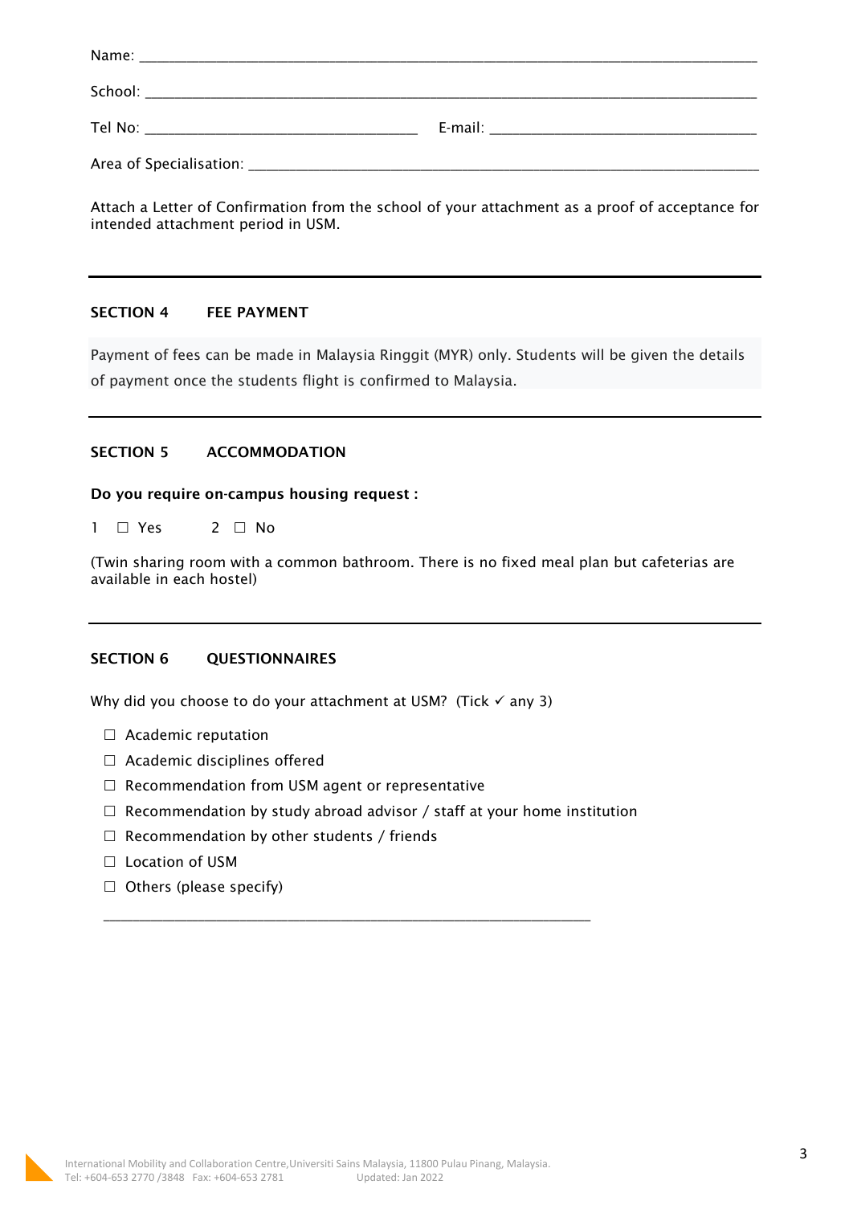Name: ___________________________________________________________________________

School: __________________________________________________________________________

Tel No: ________________________________ E-mail: ________________________________

Area of Specialisation: ____________________________________________________________

Attach a Letter of Confirmation from the school of your attachment as a proof of acceptance for intended attachment period in USM.

---

## SECTION 4 FEE PAYMENT

Payment of fees can be made in Malaysia Ringgit (MYR) only. Students will be given the details of payment once the students flight is confirmed to Malaysia.

---

## SECTION 5 ACCOMMODATION

**Do you require on-campus housing request :**

1 ☐ Yes 2 ☐ No

(Twin sharing room with a common bathroom. There is no fixed meal plan but cafeterias are available in each hostel)

---

## SECTION 6 QUESTIONNAIRES

Why did you choose to do your attachment at USM? (Tick ✓ any 3)

- ☐ Academic reputation
- ☐ Academic disciplines offered
- ☐ Recommendation from USM agent or representative
- ☐ Recommendation by study abroad advisor / staff at your home institution
- ☐ Recommendation by other students / friends
- ☐ Location of USM
- ☐ Others (please specify)

_______________________________________________________________

International Mobility and Collaboration Centre, Universiti Sains Malaysia, 11800 Pulau Pinang, Malaysia.
Tel: +604-653 2770 /3848 Fax: +604-653 2781 Updated: Jan 2022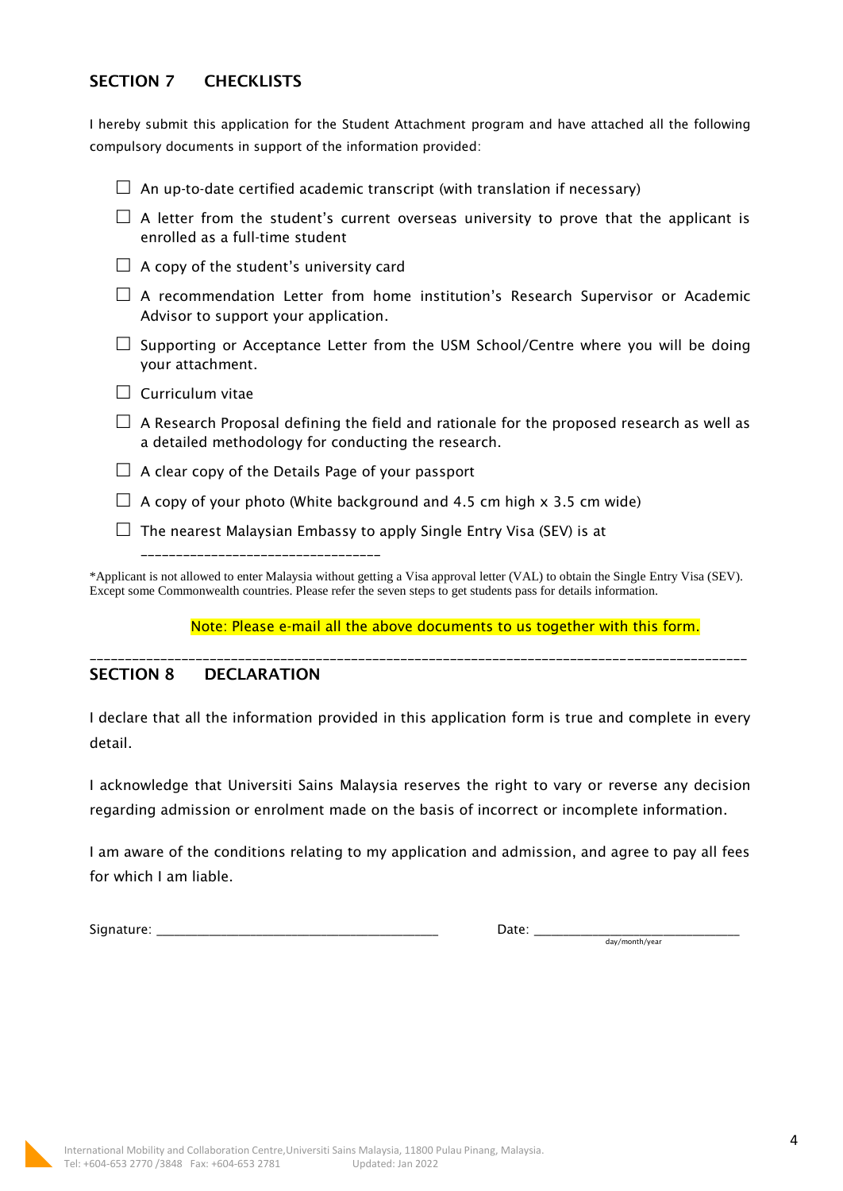## SECTION 7 CHECKLISTS

I hereby submit this application for the Student Attachment program and have attached all the following compulsory documents in support of the information provided:

- ☐ An up-to-date certified academic transcript (with translation if necessary)
- ☐ A letter from the student's current overseas university to prove that the applicant is enrolled as a full-time student
- ☐ A copy of the student's university card
- ☐ A recommendation Letter from home institution's Research Supervisor or Academic Advisor to support your application.
- ☐ Supporting or Acceptance Letter from the USM School/Centre where you will be doing your attachment.
- ☐ Curriculum vitae
- ☐ A Research Proposal defining the field and rationale for the proposed research as well as a detailed methodology for conducting the research.
- ☐ A clear copy of the Details Page of your passport
- ☐ A copy of your photo (White background and 4.5 cm high x 3.5 cm wide)
- ☐ The nearest Malaysian Embassy to apply Single Entry Visa (SEV) is at \_\_\_\_\_\_\_\_\_\_\_\_\_\_\_\_\_\_\_\_\_\_\_\_\_\_\_\_\_\_\_\_\_\_\_

*Applicant is not allowed to enter Malaysia without getting a Visa approval letter (VAL) to obtain the Single Entry Visa (SEV). Except some Commonwealth countries. Please refer the seven steps to get students pass for details information.

Note: Please e-mail all the above documents to us together with this form.

---

## SECTION 8 DECLARATION

I declare that all the information provided in this application form is true and complete in every detail.

I acknowledge that Universiti Sains Malaysia reserves the right to vary or reverse any decision regarding admission or enrolment made on the basis of incorrect or incomplete information.

I am aware of the conditions relating to my application and admission, and agree to pay all fees for which I am liable.

Signature: \_\_\_\_\_\_\_\_\_\_\_\_\_\_\_\_\_\_\_\_\_\_\_\_\_\_\_\_\_\_\_\_\_\_\_\_\_\_\_\_ Date: \_\_\_\_\_\_\_\_\_\_\_\_\_\_\_\_\_\_\_\_\_\_\_\_\_\_\_\_\_\_
day/month/year